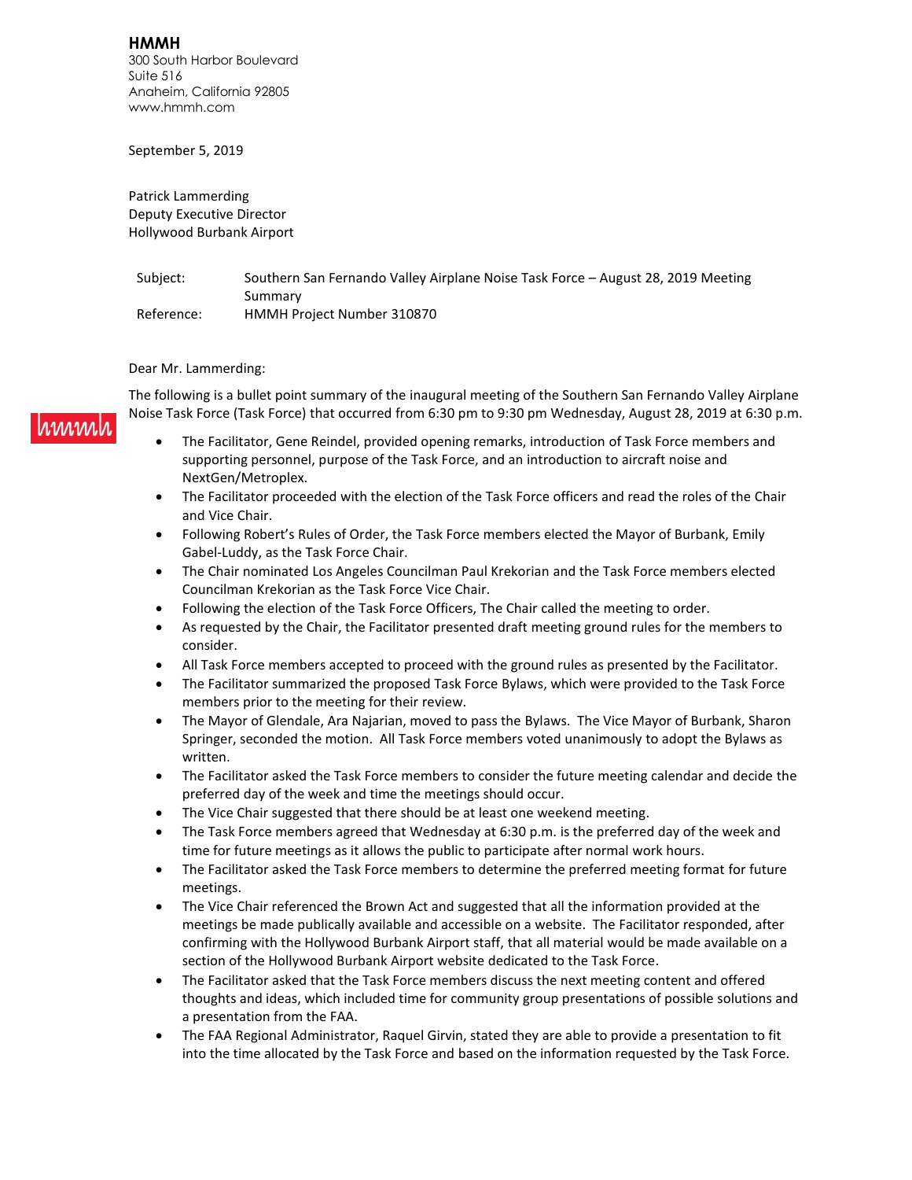**HMMH**
300 South Harbor Boulevard
Suite 516
Anaheim, California 92805
www.hmmh.com

September 5, 2019

Patrick Lammerding
Deputy Executive Director
Hollywood Burbank Airport

| | |
|---|---|
| Subject: | Southern San Fernando Valley Airplane Noise Task Force – August 28, 2019 Meeting Summary |
| Reference: | HMMH Project Number 310870 |

Dear Mr. Lammerding:

The following is a bullet point summary of the inaugural meeting of the Southern San Fernando Valley Airplane Noise Task Force (Task Force) that occurred from 6:30 pm to 9:30 pm Wednesday, August 28, 2019 at 6:30 p.m.

- The Facilitator, Gene Reindel, provided opening remarks, introduction of Task Force members and supporting personnel, purpose of the Task Force, and an introduction to aircraft noise and NextGen/Metroplex.
- The Facilitator proceeded with the election of the Task Force officers and read the roles of the Chair and Vice Chair.
- Following Robert's Rules of Order, the Task Force members elected the Mayor of Burbank, Emily Gabel-Luddy, as the Task Force Chair.
- The Chair nominated Los Angeles Councilman Paul Krekorian and the Task Force members elected Councilman Krekorian as the Task Force Vice Chair.
- Following the election of the Task Force Officers, The Chair called the meeting to order.
- As requested by the Chair, the Facilitator presented draft meeting ground rules for the members to consider.
- All Task Force members accepted to proceed with the ground rules as presented by the Facilitator.
- The Facilitator summarized the proposed Task Force Bylaws, which were provided to the Task Force members prior to the meeting for their review.
- The Mayor of Glendale, Ara Najarian, moved to pass the Bylaws. The Vice Mayor of Burbank, Sharon Springer, seconded the motion. All Task Force members voted unanimously to adopt the Bylaws as written.
- The Facilitator asked the Task Force members to consider the future meeting calendar and decide the preferred day of the week and time the meetings should occur.
- The Vice Chair suggested that there should be at least one weekend meeting.
- The Task Force members agreed that Wednesday at 6:30 p.m. is the preferred day of the week and time for future meetings as it allows the public to participate after normal work hours.
- The Facilitator asked the Task Force members to determine the preferred meeting format for future meetings.
- The Vice Chair referenced the Brown Act and suggested that all the information provided at the meetings be made publically available and accessible on a website. The Facilitator responded, after confirming with the Hollywood Burbank Airport staff, that all material would be made available on a section of the Hollywood Burbank Airport website dedicated to the Task Force.
- The Facilitator asked that the Task Force members discuss the next meeting content and offered thoughts and ideas, which included time for community group presentations of possible solutions and a presentation from the FAA.
- The FAA Regional Administrator, Raquel Girvin, stated they are able to provide a presentation to fit into the time allocated by the Task Force and based on the information requested by the Task Force.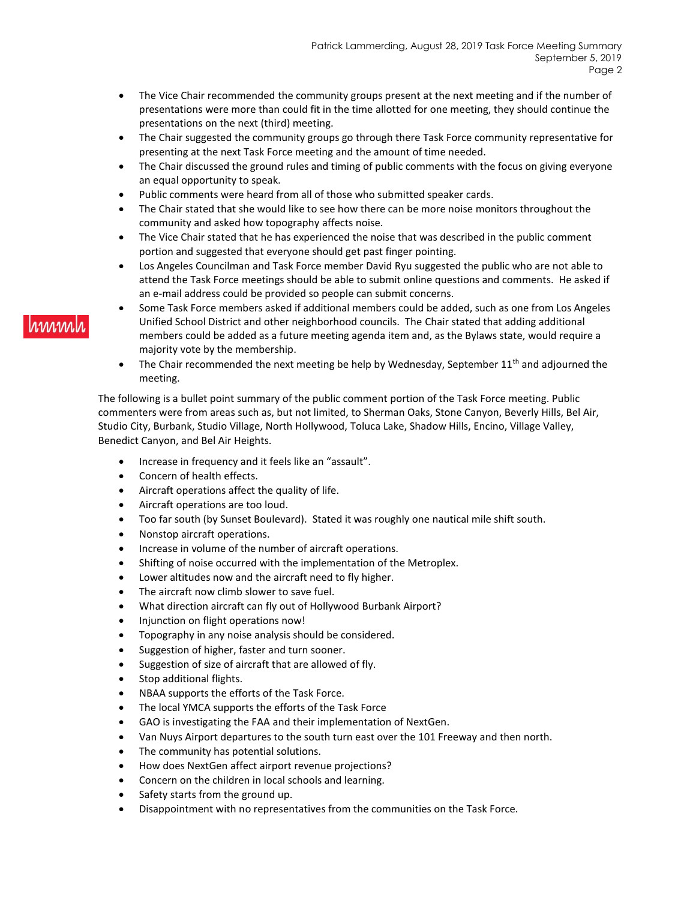- The Vice Chair recommended the community groups present at the next meeting and if the number of presentations were more than could fit in the time allotted for one meeting, they should continue the presentations on the next (third) meeting.
- The Chair suggested the community groups go through there Task Force community representative for presenting at the next Task Force meeting and the amount of time needed.
- The Chair discussed the ground rules and timing of public comments with the focus on giving everyone an equal opportunity to speak.
- Public comments were heard from all of those who submitted speaker cards.
- The Chair stated that she would like to see how there can be more noise monitors throughout the community and asked how topography affects noise.
- The Vice Chair stated that he has experienced the noise that was described in the public comment portion and suggested that everyone should get past finger pointing.
- Los Angeles Councilman and Task Force member David Ryu suggested the public who are not able to attend the Task Force meetings should be able to submit online questions and comments. He asked if an e-mail address could be provided so people can submit concerns.
- Some Task Force members asked if additional members could be added, such as one from Los Angeles Unified School District and other neighborhood councils. The Chair stated that adding additional members could be added as a future meeting agenda item and, as the Bylaws state, would require a majority vote by the membership.
- The Chair recommended the next meeting be help by Wednesday, September 11th and adjourned the meeting.

The following is a bullet point summary of the public comment portion of the Task Force meeting. Public commenters were from areas such as, but not limited, to Sherman Oaks, Stone Canyon, Beverly Hills, Bel Air, Studio City, Burbank, Studio Village, North Hollywood, Toluca Lake, Shadow Hills, Encino, Village Valley, Benedict Canyon, and Bel Air Heights.

- Increase in frequency and it feels like an "assault".
- Concern of health effects.
- Aircraft operations affect the quality of life.
- Aircraft operations are too loud.
- Too far south (by Sunset Boulevard). Stated it was roughly one nautical mile shift south.
- Nonstop aircraft operations.
- Increase in volume of the number of aircraft operations.
- Shifting of noise occurred with the implementation of the Metroplex.
- Lower altitudes now and the aircraft need to fly higher.
- The aircraft now climb slower to save fuel.
- What direction aircraft can fly out of Hollywood Burbank Airport?
- Injunction on flight operations now!
- Topography in any noise analysis should be considered.
- Suggestion of higher, faster and turn sooner.
- Suggestion of size of aircraft that are allowed of fly.
- Stop additional flights.
- NBAA supports the efforts of the Task Force.
- The local YMCA supports the efforts of the Task Force
- GAO is investigating the FAA and their implementation of NextGen.
- Van Nuys Airport departures to the south turn east over the 101 Freeway and then north.
- The community has potential solutions.
- How does NextGen affect airport revenue projections?
- Concern on the children in local schools and learning.
- Safety starts from the ground up.
- Disappointment with no representatives from the communities on the Task Force.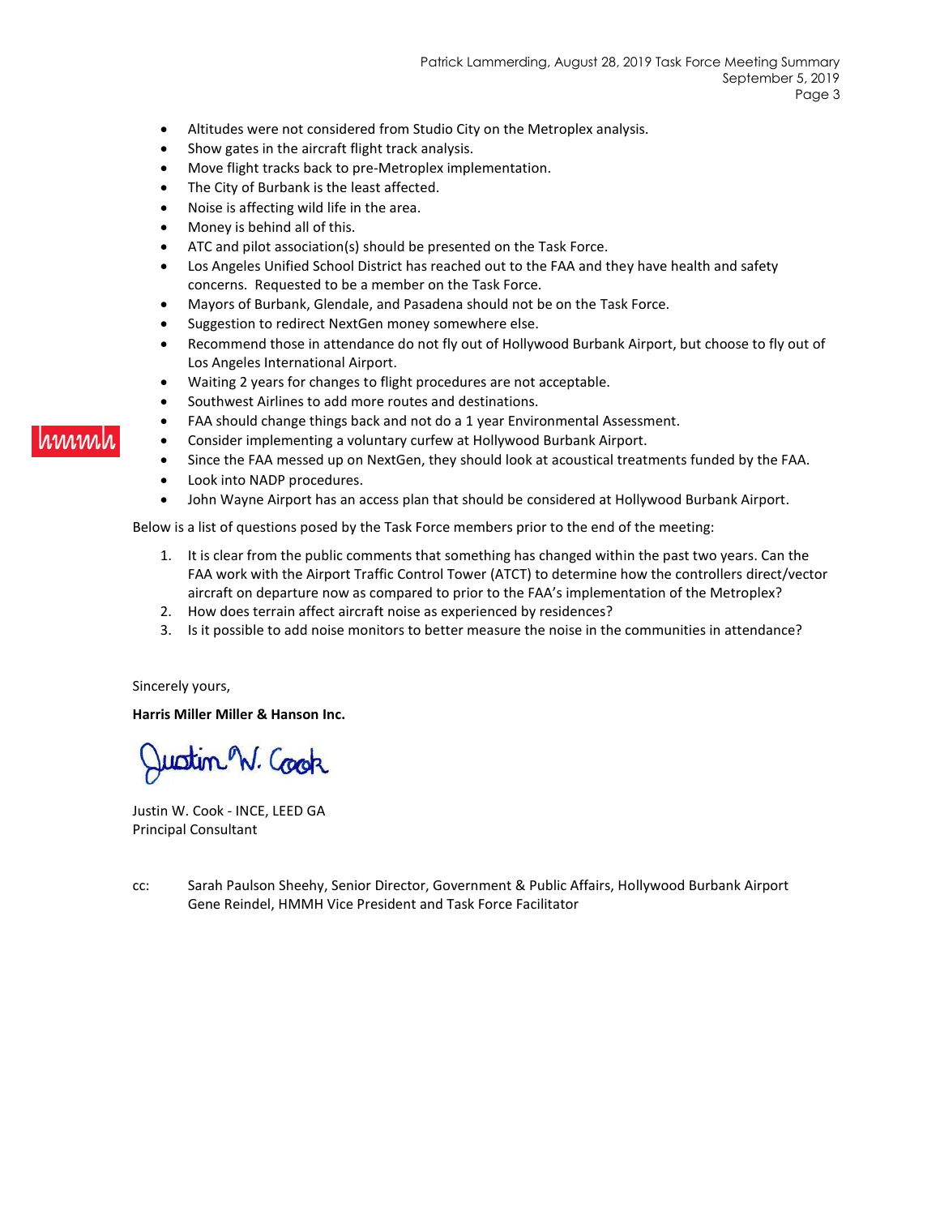- Altitudes were not considered from Studio City on the Metroplex analysis.
- Show gates in the aircraft flight track analysis.
- Move flight tracks back to pre-Metroplex implementation.
- The City of Burbank is the least affected.
- Noise is affecting wild life in the area.
- Money is behind all of this.
- ATC and pilot association(s) should be presented on the Task Force.
- Los Angeles Unified School District has reached out to the FAA and they have health and safety concerns. Requested to be a member on the Task Force.
- Mayors of Burbank, Glendale, and Pasadena should not be on the Task Force.
- Suggestion to redirect NextGen money somewhere else.
- Recommend those in attendance do not fly out of Hollywood Burbank Airport, but choose to fly out of Los Angeles International Airport.
- Waiting 2 years for changes to flight procedures are not acceptable.
- Southwest Airlines to add more routes and destinations.
- FAA should change things back and not do a 1 year Environmental Assessment.
- Consider implementing a voluntary curfew at Hollywood Burbank Airport.
- Since the FAA messed up on NextGen, they should look at acoustical treatments funded by the FAA.
- Look into NADP procedures.
- John Wayne Airport has an access plan that should be considered at Hollywood Burbank Airport.

Below is a list of questions posed by the Task Force members prior to the end of the meeting:

1. It is clear from the public comments that something has changed within the past two years. Can the FAA work with the Airport Traffic Control Tower (ATCT) to determine how the controllers direct/vector aircraft on departure now as compared to prior to the FAA's implementation of the Metroplex?
2. How does terrain affect aircraft noise as experienced by residences?
3. Is it possible to add noise monitors to better measure the noise in the communities in attendance?

Sincerely yours,

**Harris Miller Miller & Hanson Inc.**

Justin W. Cook

Justin W. Cook - INCE, LEED GA
Principal Consultant

cc: Sarah Paulson Sheehy, Senior Director, Government & Public Affairs, Hollywood Burbank Airport
Gene Reindel, HMMH Vice President and Task Force Facilitator